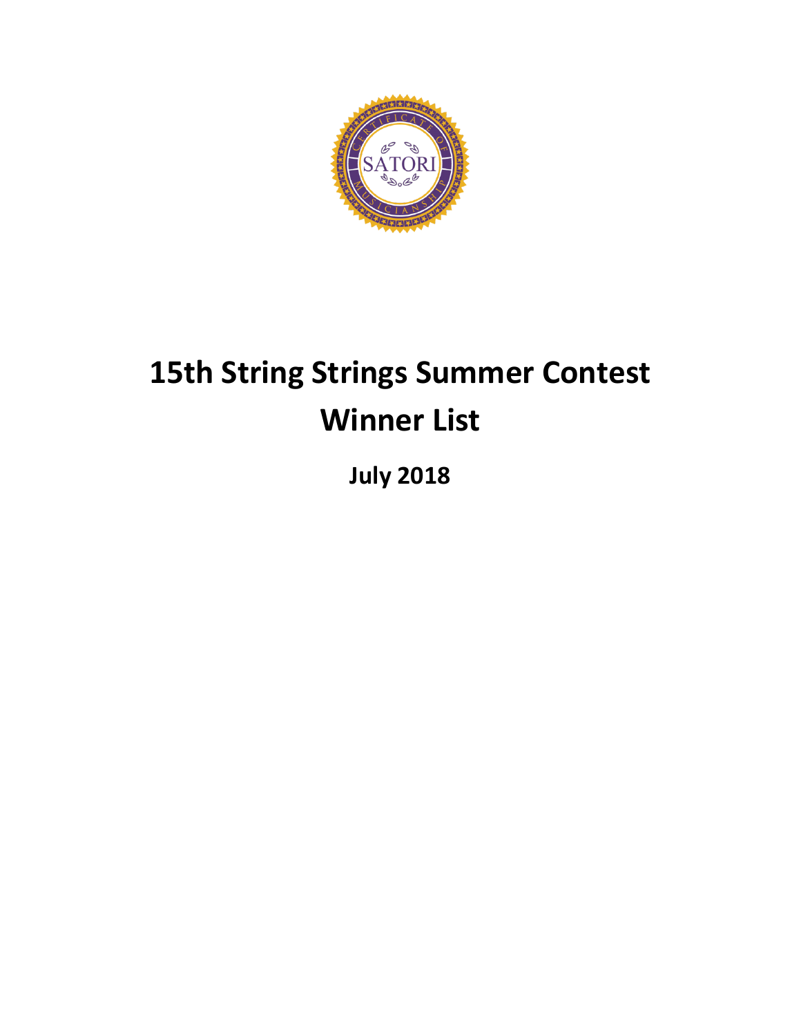# 15th String Strings Summer Contest Winner List

**July 2018**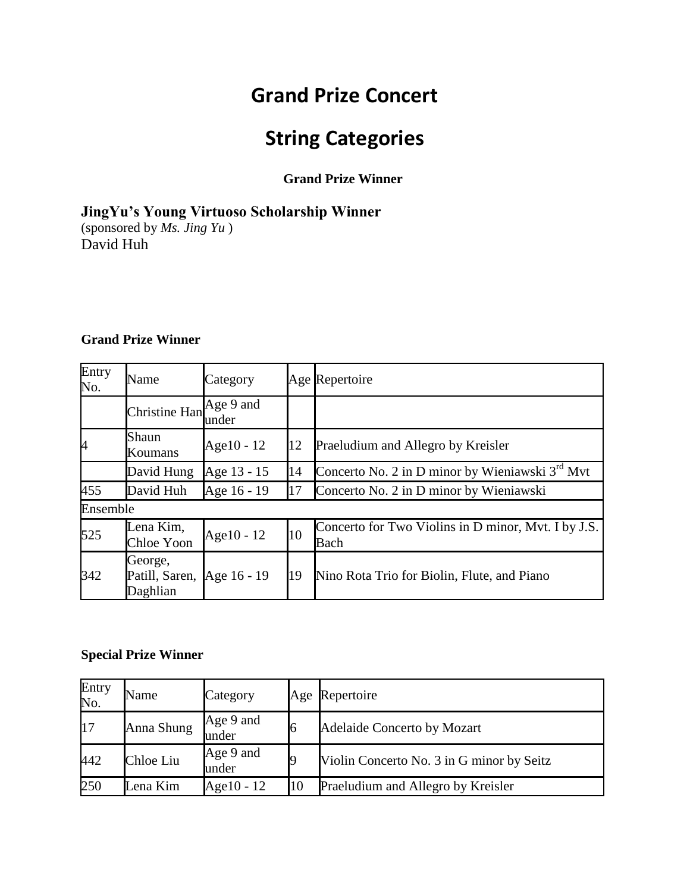# Grand Prize Concert

# String Categories

**Grand Prize Winner**

### JingYu's Young Virtuoso Scholarship Winner

(sponsored by *Ms. Jing Yu* )

David Huh

**Grand Prize Winner**

| Entry No. | Name | Category | Age | Repertoire |
|---|---|---|---|---|
| | Christine Han | Age 9 and under | | |
| 4 | Shaun Koumans | Age10 - 12 | 12 | Praeludium and Allegro by Kreisler |
| | David Hung | Age 13 - 15 | 14 | Concerto No. 2 in D minor by Wieniawski 3rd Mvt |
| 455 | David Huh | Age 16 - 19 | 17 | Concerto No. 2 in D minor by Wieniawski |
| Ensemble | | | | |
| 525 | Lena Kim, Chloe Yoon | Age10 - 12 | 10 | Concerto for Two Violins in D minor, Mvt. I by J.S. Bach |
| 342 | George, Patill, Saren, Daghlian | Age 16 - 19 | 19 | Nino Rota Trio for Biolin, Flute, and Piano |

**Special Prize Winner**

| Entry No. | Name | Category | Age | Repertoire |
|---|---|---|---|---|
| 17 | Anna Shung | Age 9 and under | 6 | Adelaide Concerto by Mozart |
| 442 | Chloe Liu | Age 9 and under | 9 | Violin Concerto No. 3 in G minor by Seitz |
| 250 | Lena Kim | Age10 - 12 | 10 | Praeludium and Allegro by Kreisler |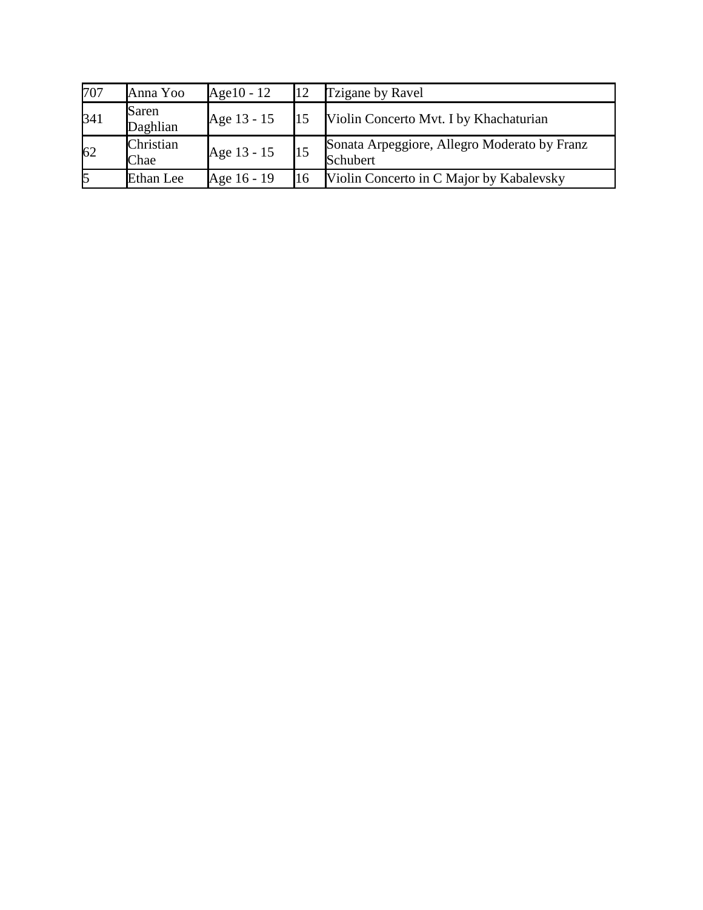| | | | | |
|---|---|---|---|---|
| 707 | Anna Yoo | Age10 - 12 | 12 | Tzigane by Ravel |
| 341 | Saren Daghlian | Age 13 - 15 | 15 | Violin Concerto Mvt. I by Khachaturian |
| 62 | Christian Chae | Age 13 - 15 | 15 | Sonata Arpeggiore, Allegro Moderato by Franz Schubert |
| 5 | Ethan Lee | Age 16 - 19 | 16 | Violin Concerto in C Major by Kabalevsky |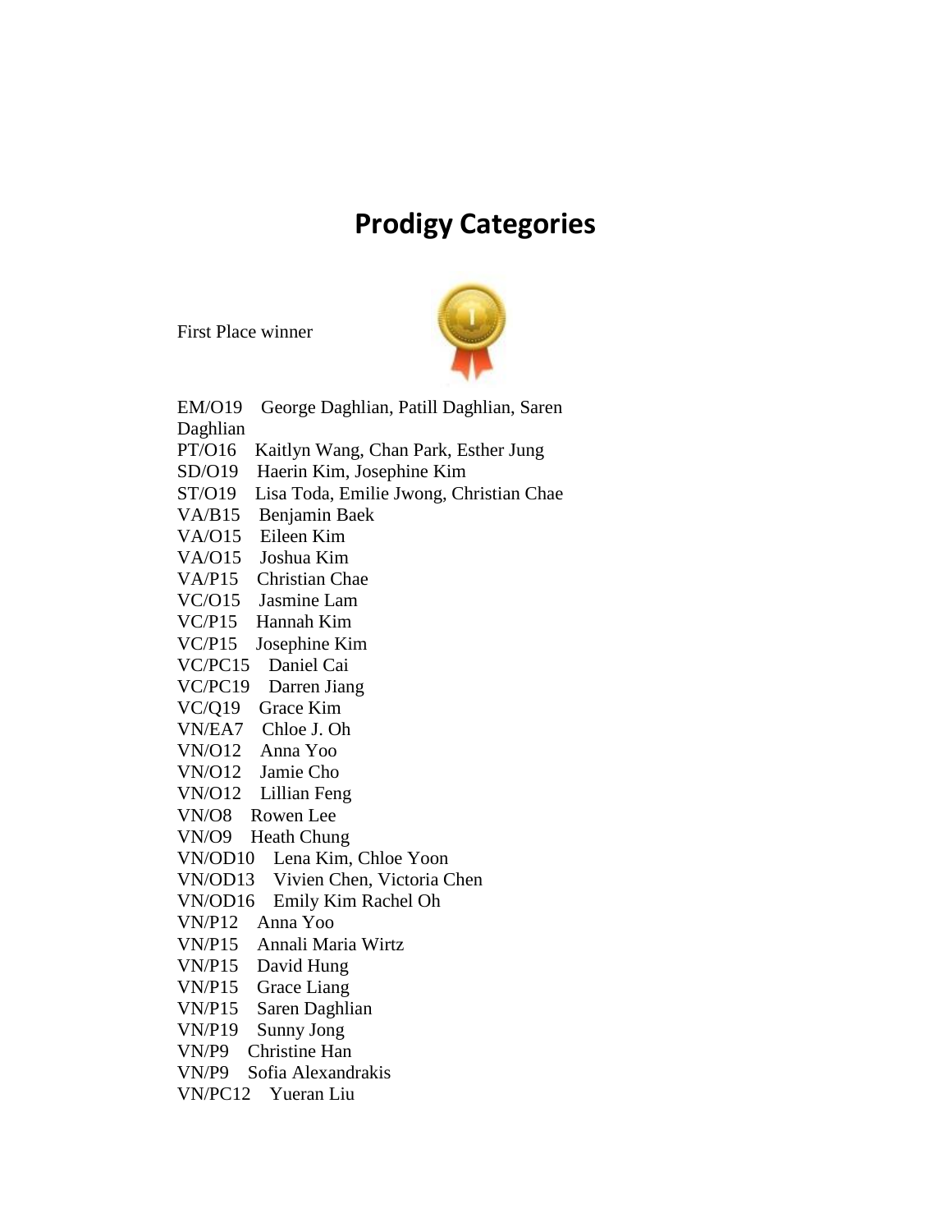# Prodigy Categories

First Place winner

EM/O19 George Daghlian, Patill Daghlian, Saren Daghlian
PT/O16 Kaitlyn Wang, Chan Park, Esther Jung
SD/O19 Haerin Kim, Josephine Kim
ST/O19 Lisa Toda, Emilie Jwong, Christian Chae
VA/B15 Benjamin Baek
VA/O15 Eileen Kim
VA/O15 Joshua Kim
VA/P15 Christian Chae
VC/O15 Jasmine Lam
VC/P15 Hannah Kim
VC/P15 Josephine Kim
VC/PC15 Daniel Cai
VC/PC19 Darren Jiang
VC/Q19 Grace Kim
VN/EA7 Chloe J. Oh
VN/O12 Anna Yoo
VN/O12 Jamie Cho
VN/O12 Lillian Feng
VN/O8 Rowen Lee
VN/O9 Heath Chung
VN/OD10 Lena Kim, Chloe Yoon
VN/OD13 Vivien Chen, Victoria Chen
VN/OD16 Emily Kim Rachel Oh
VN/P12 Anna Yoo
VN/P15 Annali Maria Wirtz
VN/P15 David Hung
VN/P15 Grace Liang
VN/P15 Saren Daghlian
VN/P19 Sunny Jong
VN/P9 Christine Han
VN/P9 Sofia Alexandrakis
VN/PC12 Yueran Liu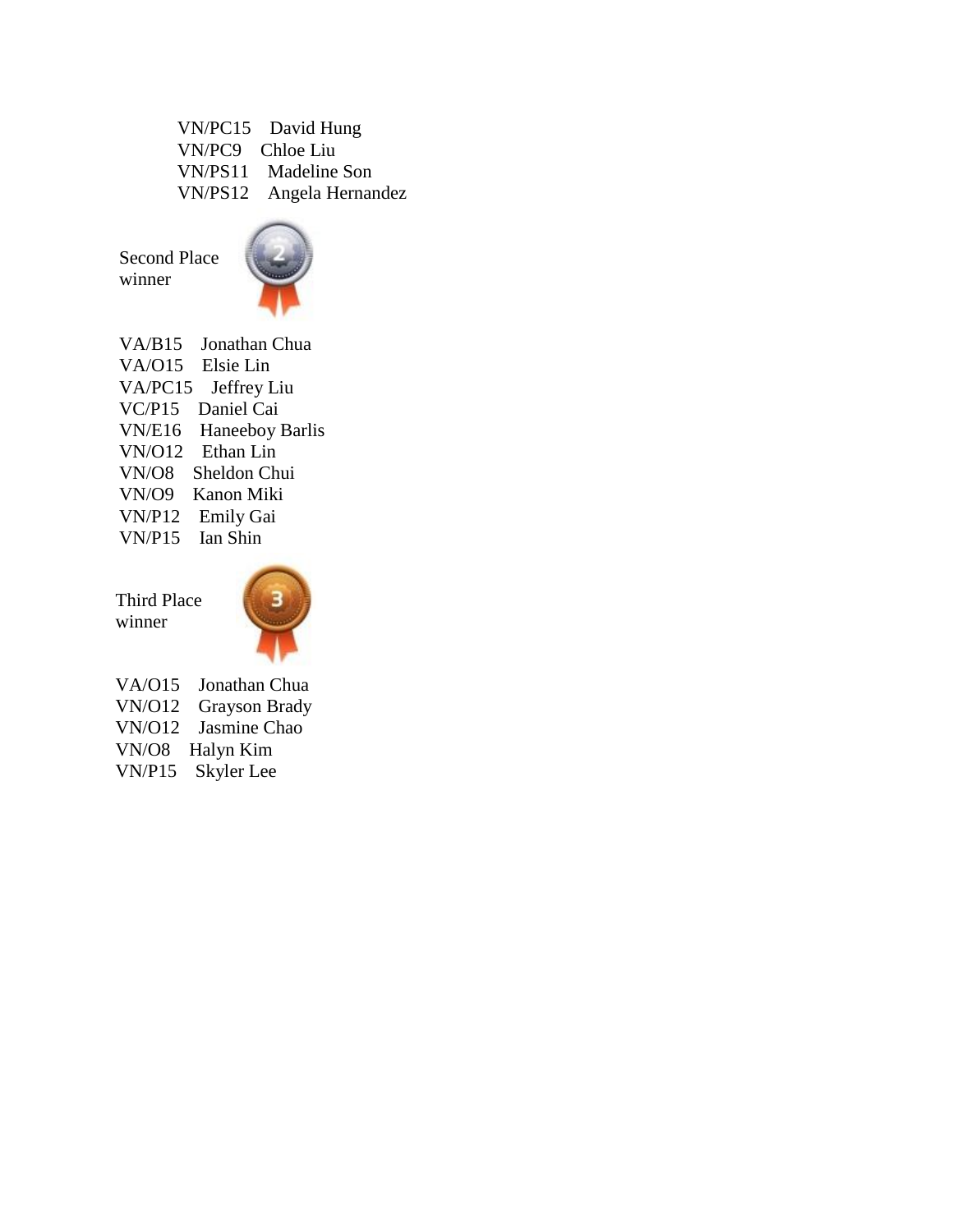VN/PC15 David Hung
VN/PC9 Chloe Liu
VN/PS11 Madeline Son
VN/PS12 Angela Hernandez

Second Place winner

VA/B15 Jonathan Chua
VA/O15 Elsie Lin
VA/PC15 Jeffrey Liu
VC/P15 Daniel Cai
VN/E16 Haneeboy Barlis
VN/O12 Ethan Lin
VN/O8 Sheldon Chui
VN/O9 Kanon Miki
VN/P12 Emily Gai
VN/P15 Ian Shin

Third Place winner

VA/O15 Jonathan Chua
VN/O12 Grayson Brady
VN/O12 Jasmine Chao
VN/O8 Halyn Kim
VN/P15 Skyler Lee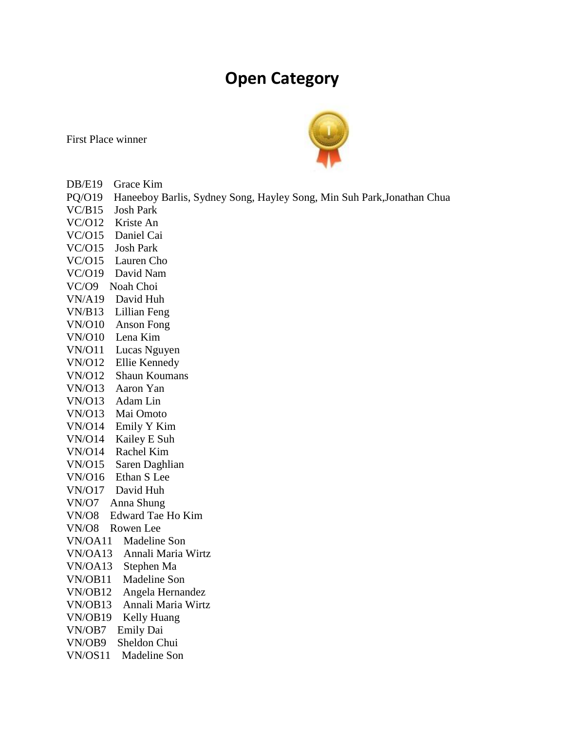# Open Category

First Place winner

DB/E19 Grace Kim
PQ/O19 Haneeboy Barlis, Sydney Song, Hayley Song, Min Suh Park,Jonathan Chua
VC/B15 Josh Park
VC/O12 Kriste An
VC/O15 Daniel Cai
VC/O15 Josh Park
VC/O15 Lauren Cho
VC/O19 David Nam
VC/O9 Noah Choi
VN/A19 David Huh
VN/B13 Lillian Feng
VN/O10 Anson Fong
VN/O10 Lena Kim
VN/O11 Lucas Nguyen
VN/O12 Ellie Kennedy
VN/O12 Shaun Koumans
VN/O13 Aaron Yan
VN/O13 Adam Lin
VN/O13 Mai Omoto
VN/O14 Emily Y Kim
VN/O14 Kailey E Suh
VN/O14 Rachel Kim
VN/O15 Saren Daghlian
VN/O16 Ethan S Lee
VN/O17 David Huh
VN/O7 Anna Shung
VN/O8 Edward Tae Ho Kim
VN/O8 Rowen Lee
VN/OA11 Madeline Son
VN/OA13 Annali Maria Wirtz
VN/OA13 Stephen Ma
VN/OB11 Madeline Son
VN/OB12 Angela Hernandez
VN/OB13 Annali Maria Wirtz
VN/OB19 Kelly Huang
VN/OB7 Emily Dai
VN/OB9 Sheldon Chui
VN/OS11 Madeline Son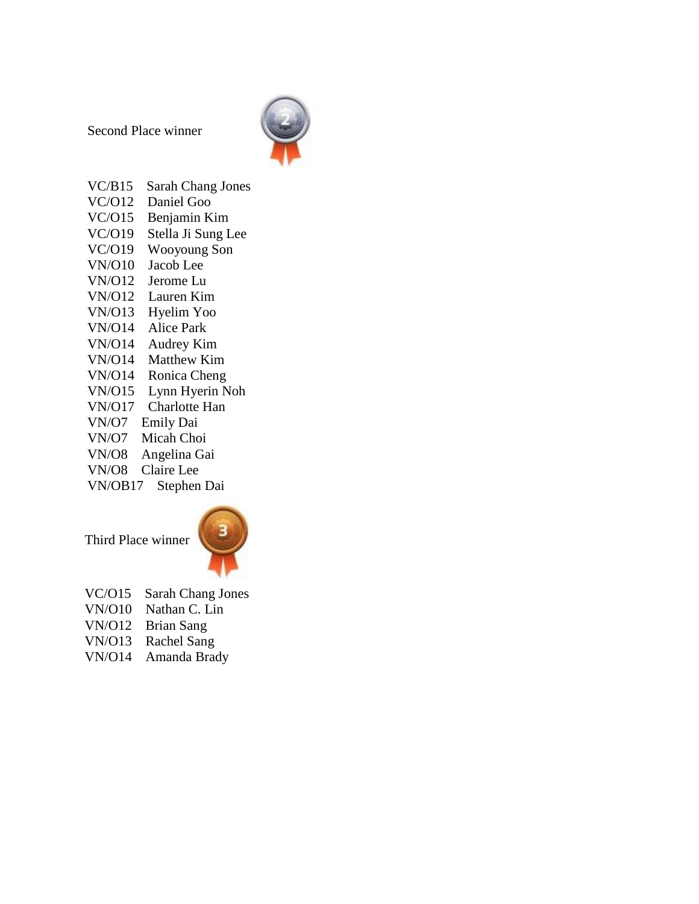Second Place winner

VC/B15 Sarah Chang Jones
VC/O12 Daniel Goo
VC/O15 Benjamin Kim
VC/O19 Stella Ji Sung Lee
VC/O19 Wooyoung Son
VN/O10 Jacob Lee
VN/O12 Jerome Lu
VN/O12 Lauren Kim
VN/O13 Hyelim Yoo
VN/O14 Alice Park
VN/O14 Audrey Kim
VN/O14 Matthew Kim
VN/O14 Ronica Cheng
VN/O15 Lynn Hyerin Noh
VN/O17 Charlotte Han
VN/O7 Emily Dai
VN/O7 Micah Choi
VN/O8 Angelina Gai
VN/O8 Claire Lee
VN/OB17 Stephen Dai

Third Place winner

VC/O15 Sarah Chang Jones
VN/O10 Nathan C. Lin
VN/O12 Brian Sang
VN/O13 Rachel Sang
VN/O14 Amanda Brady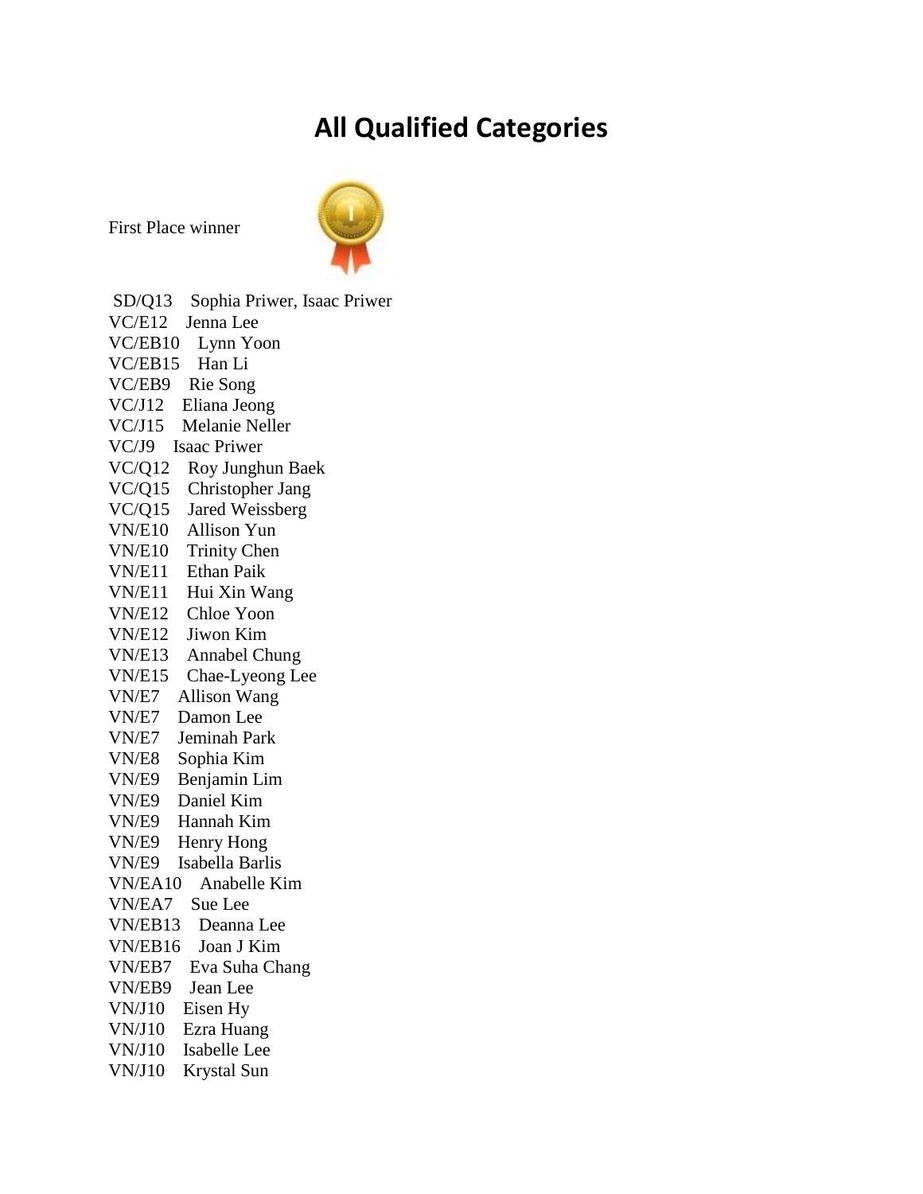# All Qualified Categories

First Place winner

SD/Q13 Sophia Priwer, Isaac Priwer
VC/E12 Jenna Lee
VC/EB10 Lynn Yoon
VC/EB15 Han Li
VC/EB9 Rie Song
VC/J12 Eliana Jeong
VC/J15 Melanie Neller
VC/J9 Isaac Priwer
VC/Q12 Roy Junghun Baek
VC/Q15 Christopher Jang
VC/Q15 Jared Weissberg
VN/E10 Allison Yun
VN/E10 Trinity Chen
VN/E11 Ethan Paik
VN/E11 Hui Xin Wang
VN/E12 Chloe Yoon
VN/E12 Jiwon Kim
VN/E13 Annabel Chung
VN/E15 Chae-Lyeong Lee
VN/E7 Allison Wang
VN/E7 Damon Lee
VN/E7 Jeminah Park
VN/E8 Sophia Kim
VN/E9 Benjamin Lim
VN/E9 Daniel Kim
VN/E9 Hannah Kim
VN/E9 Henry Hong
VN/E9 Isabella Barlis
VN/EA10 Anabelle Kim
VN/EA7 Sue Lee
VN/EB13 Deanna Lee
VN/EB16 Joan J Kim
VN/EB7 Eva Suha Chang
VN/EB9 Jean Lee
VN/J10 Eisen Hy
VN/J10 Ezra Huang
VN/J10 Isabelle Lee
VN/J10 Krystal Sun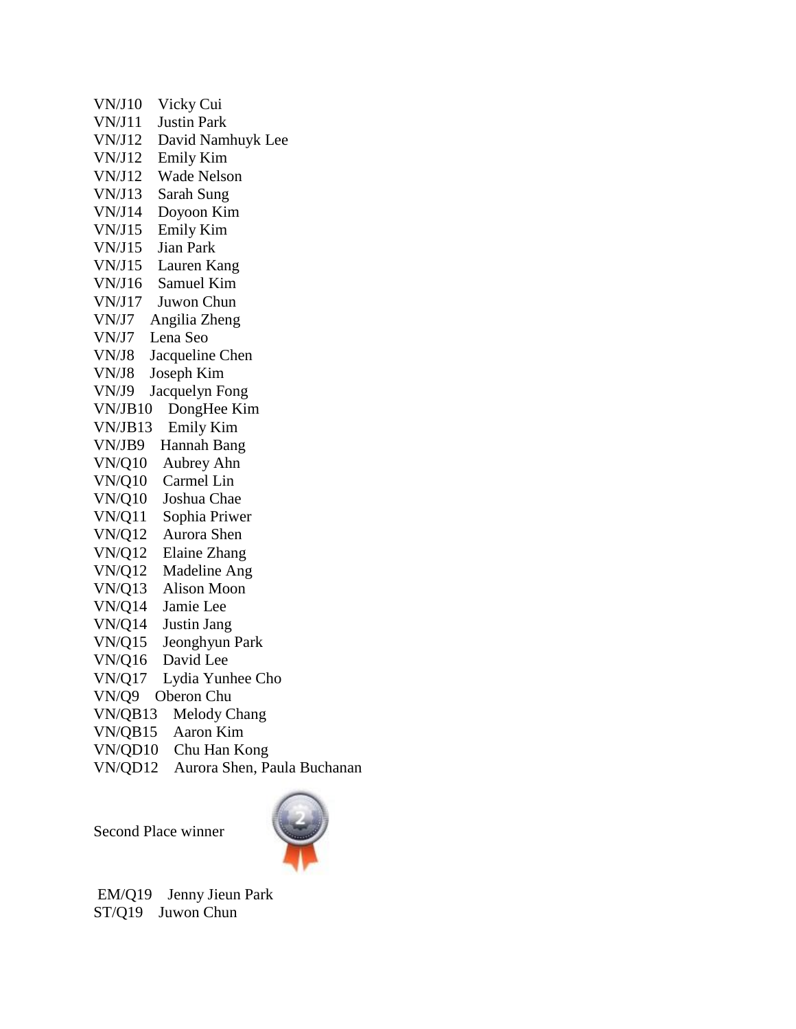VN/J10 Vicky Cui
VN/J11 Justin Park
VN/J12 David Namhuyk Lee
VN/J12 Emily Kim
VN/J12 Wade Nelson
VN/J13 Sarah Sung
VN/J14 Doyoon Kim
VN/J15 Emily Kim
VN/J15 Jian Park
VN/J15 Lauren Kang
VN/J16 Samuel Kim
VN/J17 Juwon Chun
VN/J7 Angilia Zheng
VN/J7 Lena Seo
VN/J8 Jacqueline Chen
VN/J8 Joseph Kim
VN/J9 Jacquelyn Fong
VN/JB10 DongHee Kim
VN/JB13 Emily Kim
VN/JB9 Hannah Bang
VN/Q10 Aubrey Ahn
VN/Q10 Carmel Lin
VN/Q10 Joshua Chae
VN/Q11 Sophia Priwer
VN/Q12 Aurora Shen
VN/Q12 Elaine Zhang
VN/Q12 Madeline Ang
VN/Q13 Alison Moon
VN/Q14 Jamie Lee
VN/Q14 Justin Jang
VN/Q15 Jeonghyun Park
VN/Q16 David Lee
VN/Q17 Lydia Yunhee Cho
VN/Q9 Oberon Chu
VN/QB13 Melody Chang
VN/QB15 Aaron Kim
VN/QD10 Chu Han Kong
VN/QD12 Aurora Shen, Paula Buchanan

Second Place winner

EM/Q19 Jenny Jieun Park
ST/Q19 Juwon Chun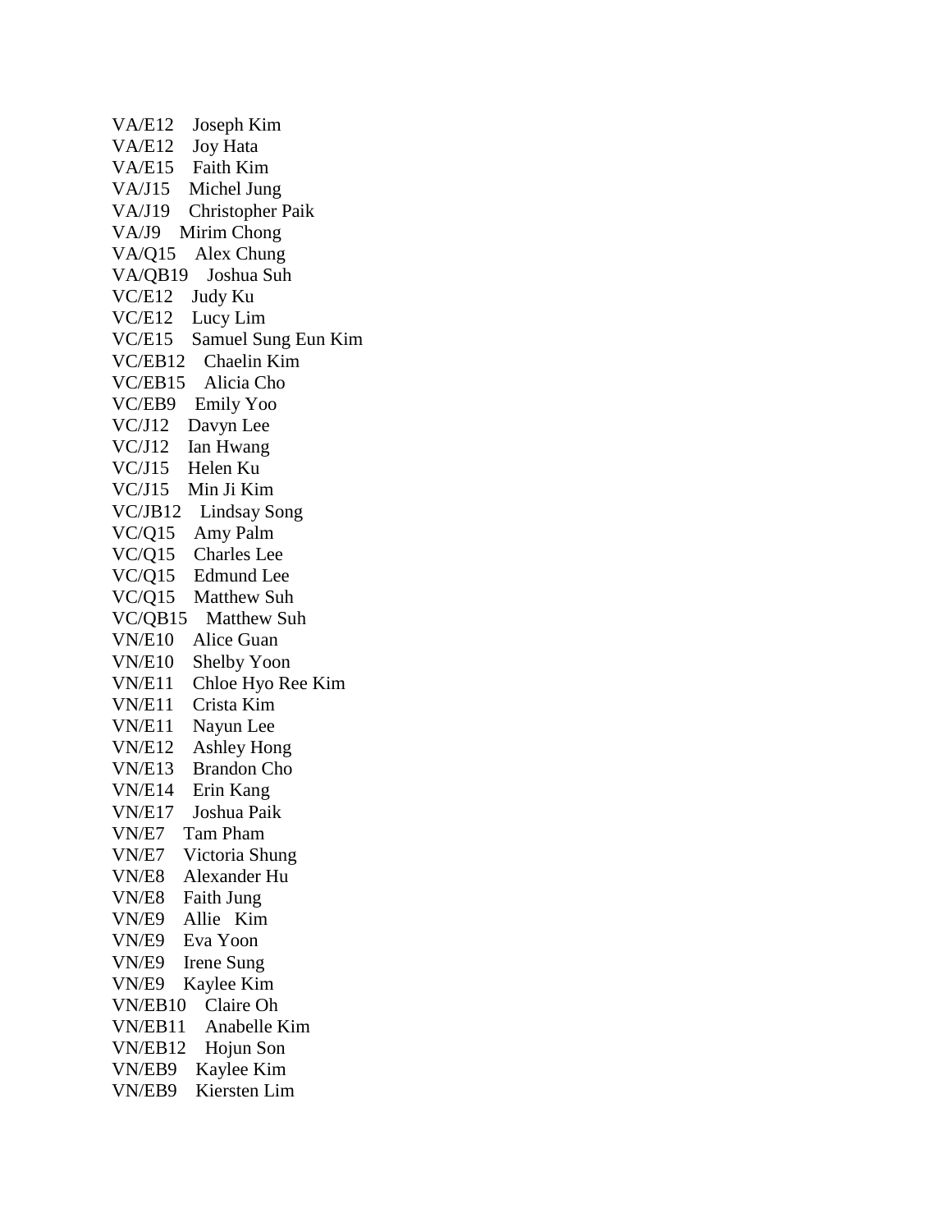VA/E12    Joseph Kim
VA/E12    Joy Hata
VA/E15    Faith Kim
VA/J15    Michel Jung
VA/J19    Christopher Paik
VA/J9    Mirim Chong
VA/Q15    Alex Chung
VA/QB19    Joshua Suh
VC/E12    Judy Ku
VC/E12    Lucy Lim
VC/E15    Samuel Sung Eun Kim
VC/EB12    Chaelin Kim
VC/EB15    Alicia Cho
VC/EB9    Emily Yoo
VC/J12    Davyn Lee
VC/J12    Ian Hwang
VC/J15    Helen Ku
VC/J15    Min Ji Kim
VC/JB12    Lindsay Song
VC/Q15    Amy Palm
VC/Q15    Charles Lee
VC/Q15    Edmund Lee
VC/Q15    Matthew Suh
VC/QB15    Matthew Suh
VN/E10    Alice Guan
VN/E10    Shelby Yoon
VN/E11    Chloe Hyo Ree Kim
VN/E11    Crista Kim
VN/E11    Nayun Lee
VN/E12    Ashley Hong
VN/E13    Brandon Cho
VN/E14    Erin Kang
VN/E17    Joshua Paik
VN/E7    Tam Pham
VN/E7    Victoria Shung
VN/E8    Alexander Hu
VN/E8    Faith Jung
VN/E9    Allie Kim
VN/E9    Eva Yoon
VN/E9    Irene Sung
VN/E9    Kaylee Kim
VN/EB10    Claire Oh
VN/EB11    Anabelle Kim
VN/EB12    Hojun Son
VN/EB9    Kaylee Kim
VN/EB9    Kiersten Lim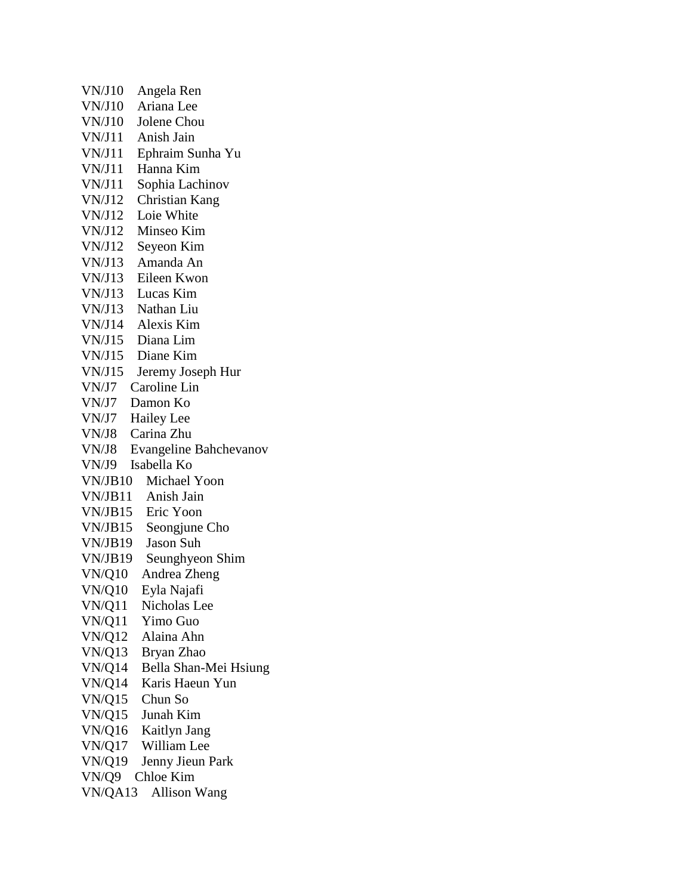VN/J10 Angela Ren
VN/J10 Ariana Lee
VN/J10 Jolene Chou
VN/J11 Anish Jain
VN/J11 Ephraim Sunha Yu
VN/J11 Hanna Kim
VN/J11 Sophia Lachinov
VN/J12 Christian Kang
VN/J12 Loie White
VN/J12 Minseo Kim
VN/J12 Seyeon Kim
VN/J13 Amanda An
VN/J13 Eileen Kwon
VN/J13 Lucas Kim
VN/J13 Nathan Liu
VN/J14 Alexis Kim
VN/J15 Diana Lim
VN/J15 Diane Kim
VN/J15 Jeremy Joseph Hur
VN/J7 Caroline Lin
VN/J7 Damon Ko
VN/J7 Hailey Lee
VN/J8 Carina Zhu
VN/J8 Evangeline Bahchevanov
VN/J9 Isabella Ko
VN/JB10 Michael Yoon
VN/JB11 Anish Jain
VN/JB15 Eric Yoon
VN/JB15 Seongjune Cho
VN/JB19 Jason Suh
VN/JB19 Seunghyeon Shim
VN/Q10 Andrea Zheng
VN/Q10 Eyla Najafi
VN/Q11 Nicholas Lee
VN/Q11 Yimo Guo
VN/Q12 Alaina Ahn
VN/Q13 Bryan Zhao
VN/Q14 Bella Shan-Mei Hsiung
VN/Q14 Karis Haeun Yun
VN/Q15 Chun So
VN/Q15 Junah Kim
VN/Q16 Kaitlyn Jang
VN/Q17 William Lee
VN/Q19 Jenny Jieun Park
VN/Q9 Chloe Kim
VN/QA13 Allison Wang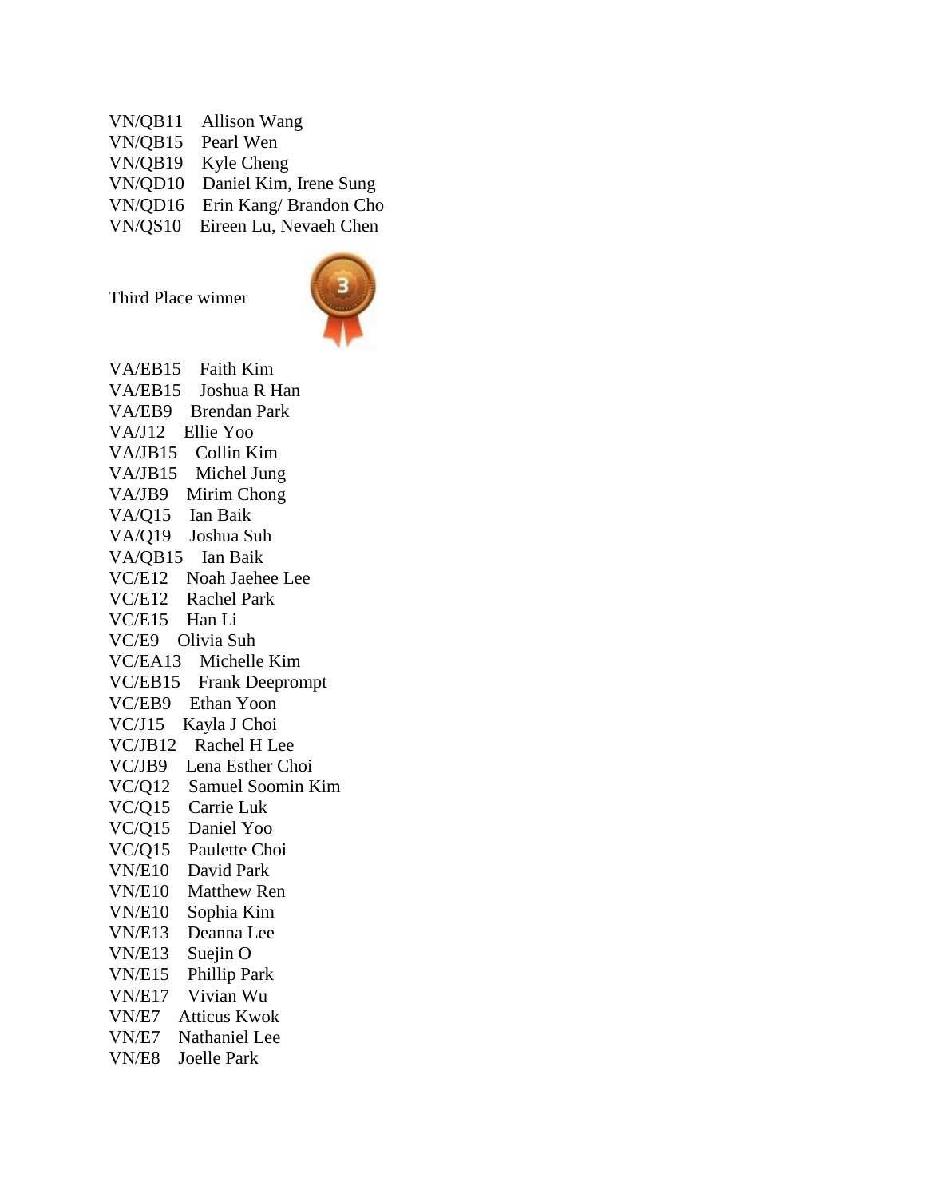VN/QB11 Allison Wang
VN/QB15 Pearl Wen
VN/QB19 Kyle Cheng
VN/QD10 Daniel Kim, Irene Sung
VN/QD16 Erin Kang/ Brandon Cho
VN/QS10 Eireen Lu, Nevaeh Chen

Third Place winner

VA/EB15 Faith Kim
VA/EB15 Joshua R Han
VA/EB9 Brendan Park
VA/J12 Ellie Yoo
VA/JB15 Collin Kim
VA/JB15 Michel Jung
VA/JB9 Mirim Chong
VA/Q15 Ian Baik
VA/Q19 Joshua Suh
VA/QB15 Ian Baik
VC/E12 Noah Jaehee Lee
VC/E12 Rachel Park
VC/E15 Han Li
VC/E9 Olivia Suh
VC/EA13 Michelle Kim
VC/EB15 Frank Deeprompt
VC/EB9 Ethan Yoon
VC/J15 Kayla J Choi
VC/JB12 Rachel H Lee
VC/JB9 Lena Esther Choi
VC/Q12 Samuel Soomin Kim
VC/Q15 Carrie Luk
VC/Q15 Daniel Yoo
VC/Q15 Paulette Choi
VN/E10 David Park
VN/E10 Matthew Ren
VN/E10 Sophia Kim
VN/E13 Deanna Lee
VN/E13 Suejin O
VN/E15 Phillip Park
VN/E17 Vivian Wu
VN/E7 Atticus Kwok
VN/E7 Nathaniel Lee
VN/E8 Joelle Park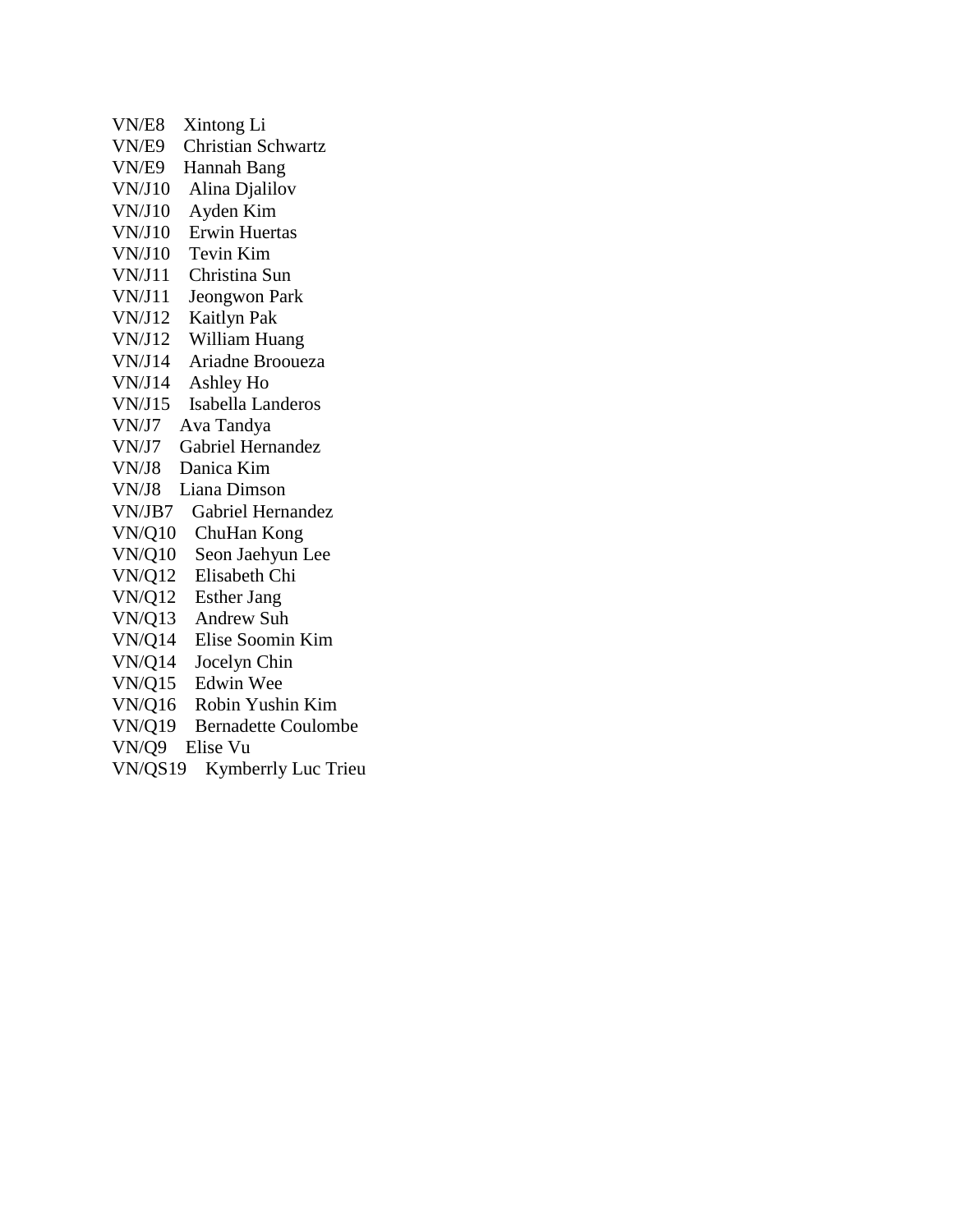VN/E8 Xintong Li
VN/E9 Christian Schwartz
VN/E9 Hannah Bang
VN/J10 Alina Djalilov
VN/J10 Ayden Kim
VN/J10 Erwin Huertas
VN/J10 Tevin Kim
VN/J11 Christina Sun
VN/J11 Jeongwon Park
VN/J12 Kaitlyn Pak
VN/J12 William Huang
VN/J14 Ariadne Broueza
VN/J14 Ashley Ho
VN/J15 Isabella Landeros
VN/J7 Ava Tandya
VN/J7 Gabriel Hernandez
VN/J8 Danica Kim
VN/J8 Liana Dimson
VN/JB7 Gabriel Hernandez
VN/Q10 ChuHan Kong
VN/Q10 Seon Jaehyun Lee
VN/Q12 Elisabeth Chi
VN/Q12 Esther Jang
VN/Q13 Andrew Suh
VN/Q14 Elise Soomin Kim
VN/Q14 Jocelyn Chin
VN/Q15 Edwin Wee
VN/Q16 Robin Yushin Kim
VN/Q19 Bernadette Coulombe
VN/Q9 Elise Vu
VN/QS19 Kymberrly Luc Trieu